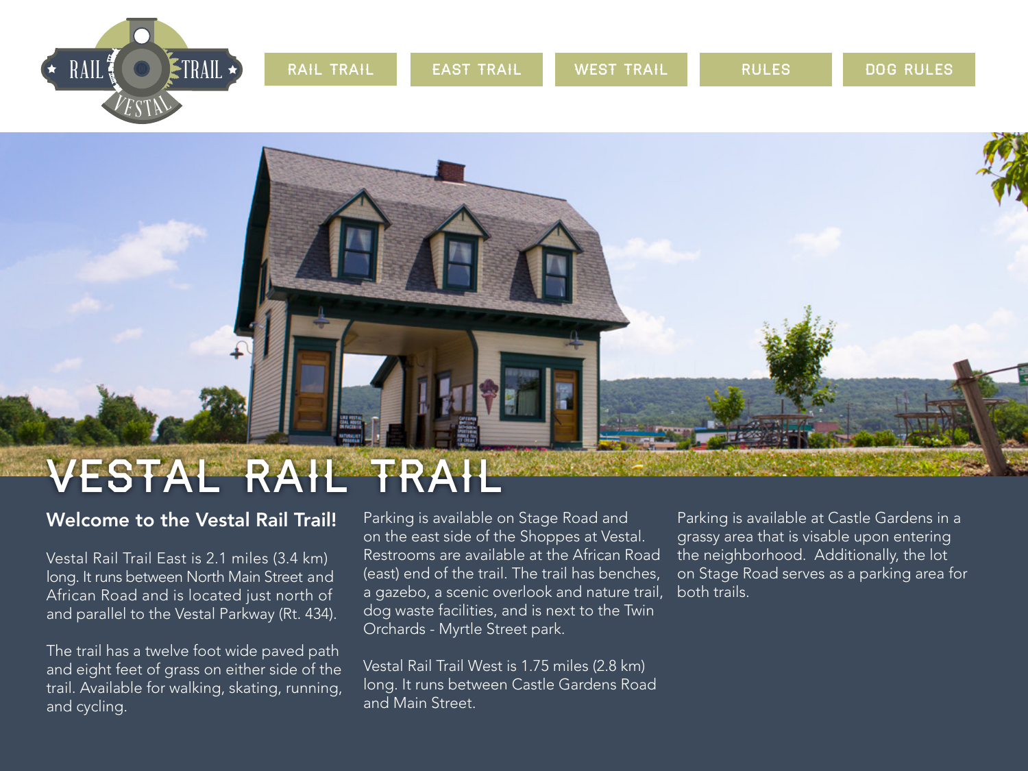RAIL TRAIL | EAST TRAIL | WEST TRAIL | RULES | DOG RULES

# VESTAL RAIL TRAIL

## Welcome to the Vestal Rail Trail!

Vestal Rail Trail East is 2.1 miles (3.4 km) long. It runs between North Main Street and African Road and is located just north of and parallel to the Vestal Parkway (Rt. 434).

The trail has a twelve foot wide paved path and eight feet of grass on either side of the trail. Available for walking, skating, running, and cycling.

Parking is available on Stage Road and on the east side of the Shoppes at Vestal. Restrooms are available at the African Road (east) end of the trail. The trail has benches, a gazebo, a scenic overlook and nature trail, dog waste facilities, and is next to the Twin Orchards - Myrtle Street park.

Vestal Rail Trail West is 1.75 miles (2.8 km) long. It runs between Castle Gardens Road and Main Street.

Parking is available at Castle Gardens in a grassy area that is visable upon entering the neighborhood. Additionally, the lot on Stage Road serves as a parking area for both trails.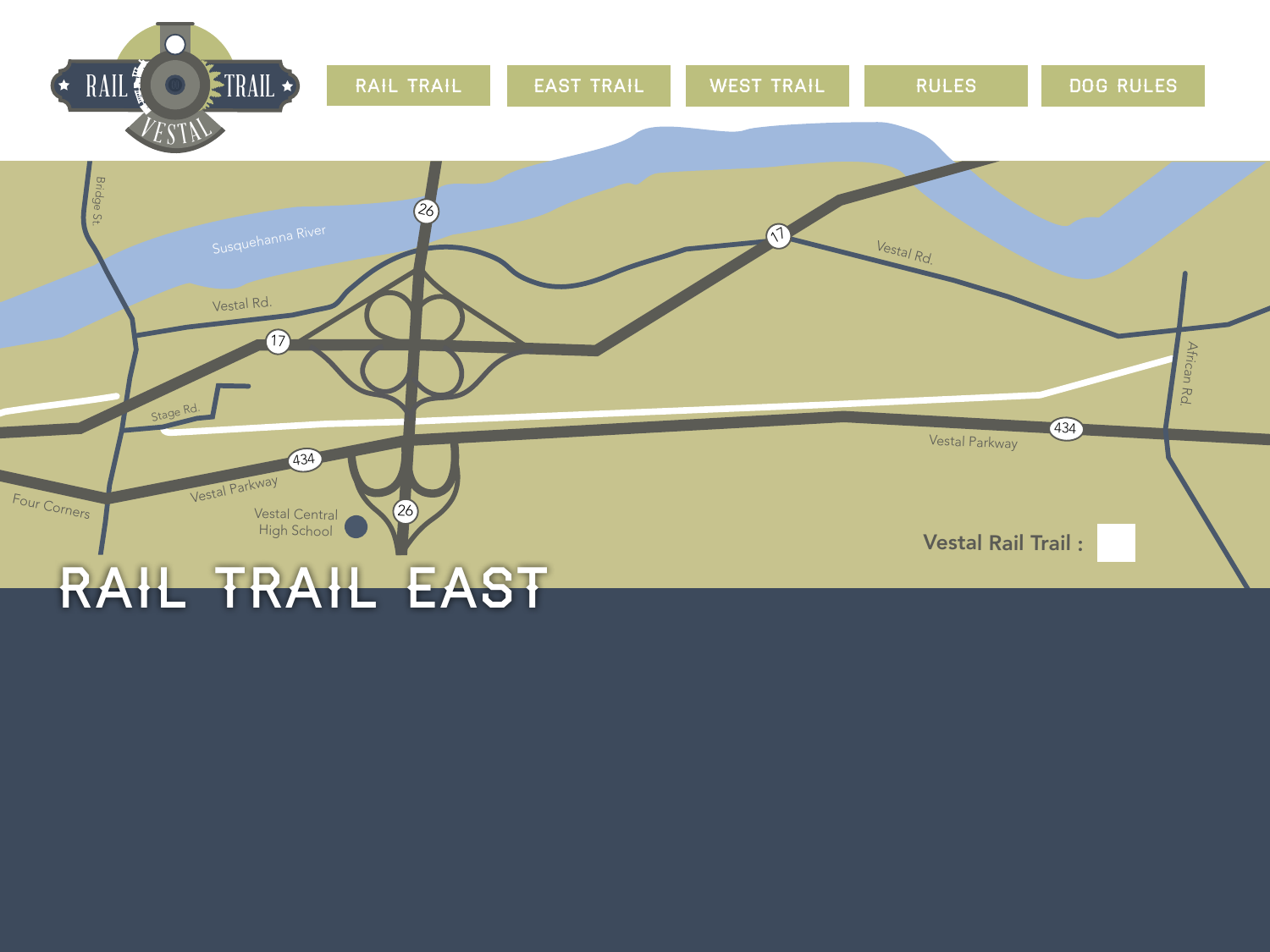RAIL TRAIL EAST TRAIL WEST TRAIL RULES DOG RULES

Bridge St.

Susquehanna River

Vestal Rd.

26

17

17

Vestal Rd.

Stage Rd.

434

434

Vestal Parkway

Vestal Parkway

African Rd.

Four Corners

Vestal Central High School

26

Vestal Rail Trail :

# RAIL TRAIL EAST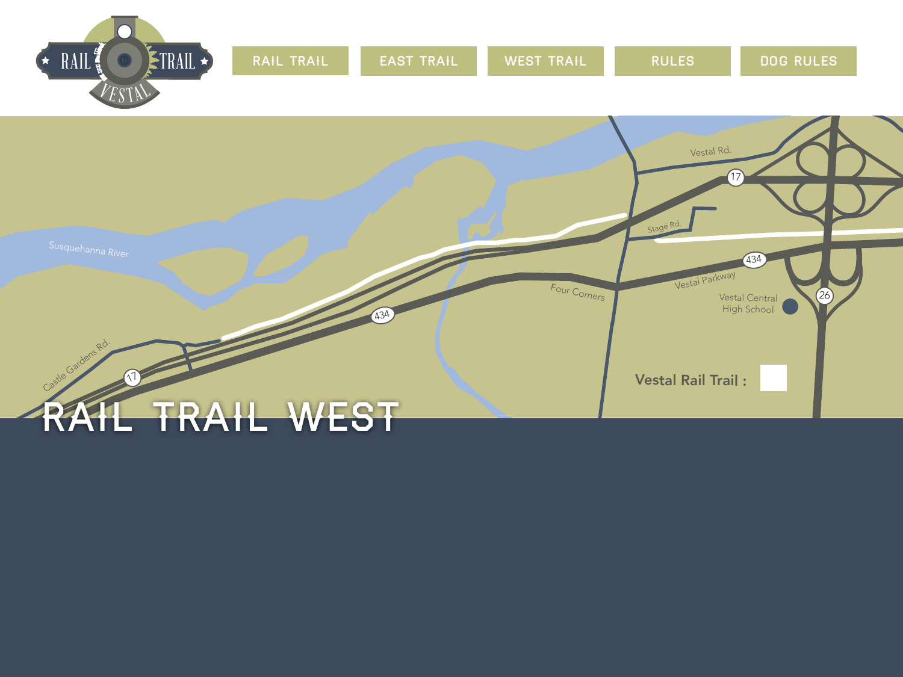RAIL TRAIL VESTAL

RAIL TRAIL | EAST TRAIL | WEST TRAIL | RULES | DOG RULES

Susquehanna River

Vestal Rd.

17

Stage Rd.

434

Vestal Parkway

Four Corners

Vestal Central High School

26

Castle Gardens Rd.

Vestal Rail Trail :

# RAIL TRAIL WEST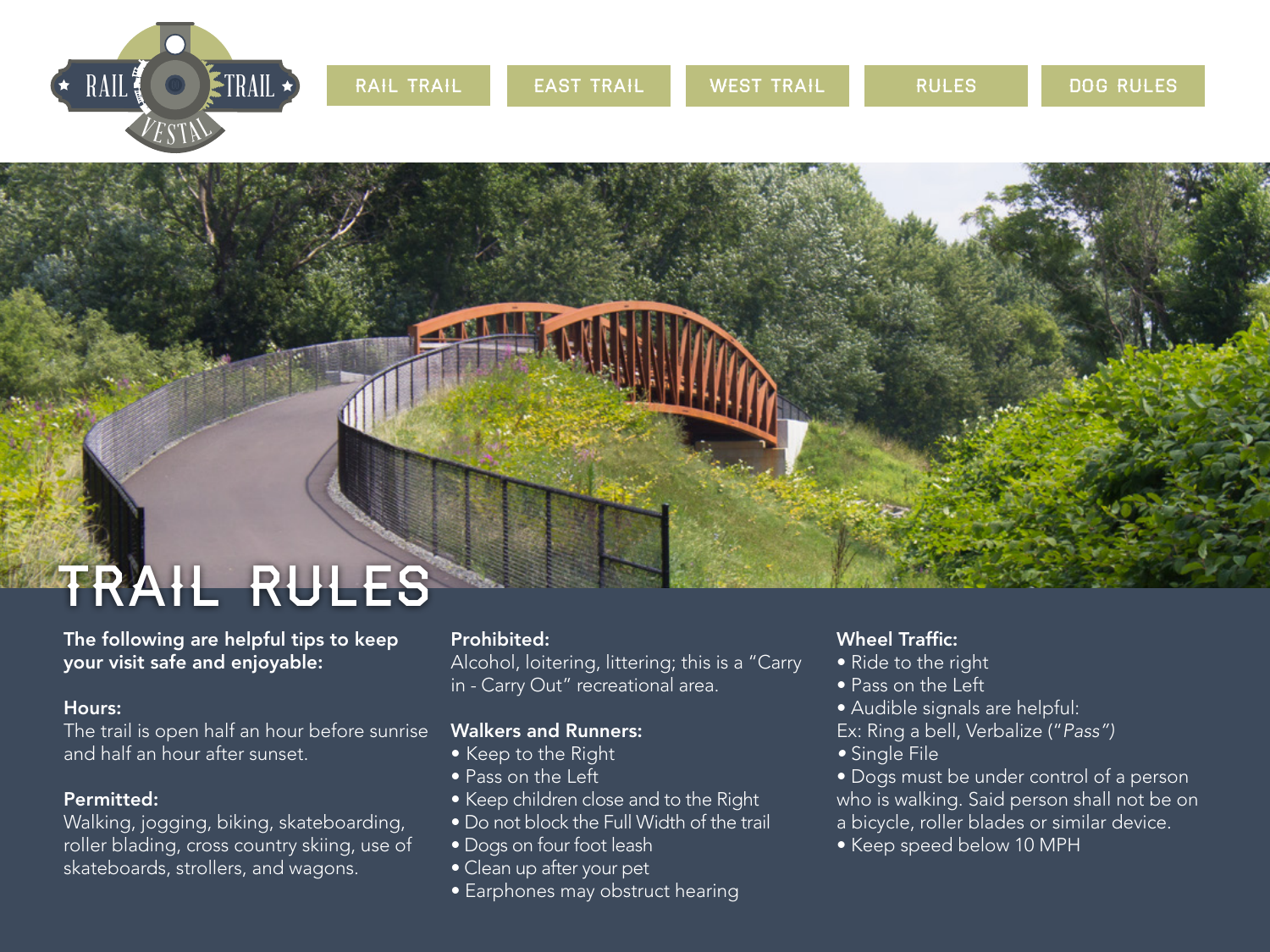RAIL TRAIL VESTAL

RAIL TRAIL | EAST TRAIL | WEST TRAIL | RULES | DOG RULES

# TRAIL RULES

**The following are helpful tips to keep your visit safe and enjoyable:**

**Hours:**
The trail is open half an hour before sunrise and half an hour after sunset.

**Permitted:**
Walking, jogging, biking, skateboarding, roller blading, cross country skiing, use of skateboards, strollers, and wagons.

**Prohibited:**
Alcohol, loitering, littering; this is a "Carry in - Carry Out" recreational area.

**Walkers and Runners:**

- Keep to the Right
- Pass on the Left
- Keep children close and to the Right
- Do not block the Full Width of the trail
- Dogs on four foot leash
- Clean up after your pet
- Earphones may obstruct hearing

**Wheel Traffic:**

- Ride to the right
- Pass on the Left
- Audible signals are helpful:
Ex: Ring a bell, Verbalize ("*Pass*")
- Single File
- Dogs must be under control of a person who is walking. Said person shall not be on a bicycle, roller blades or similar device.
- Keep speed below 10 MPH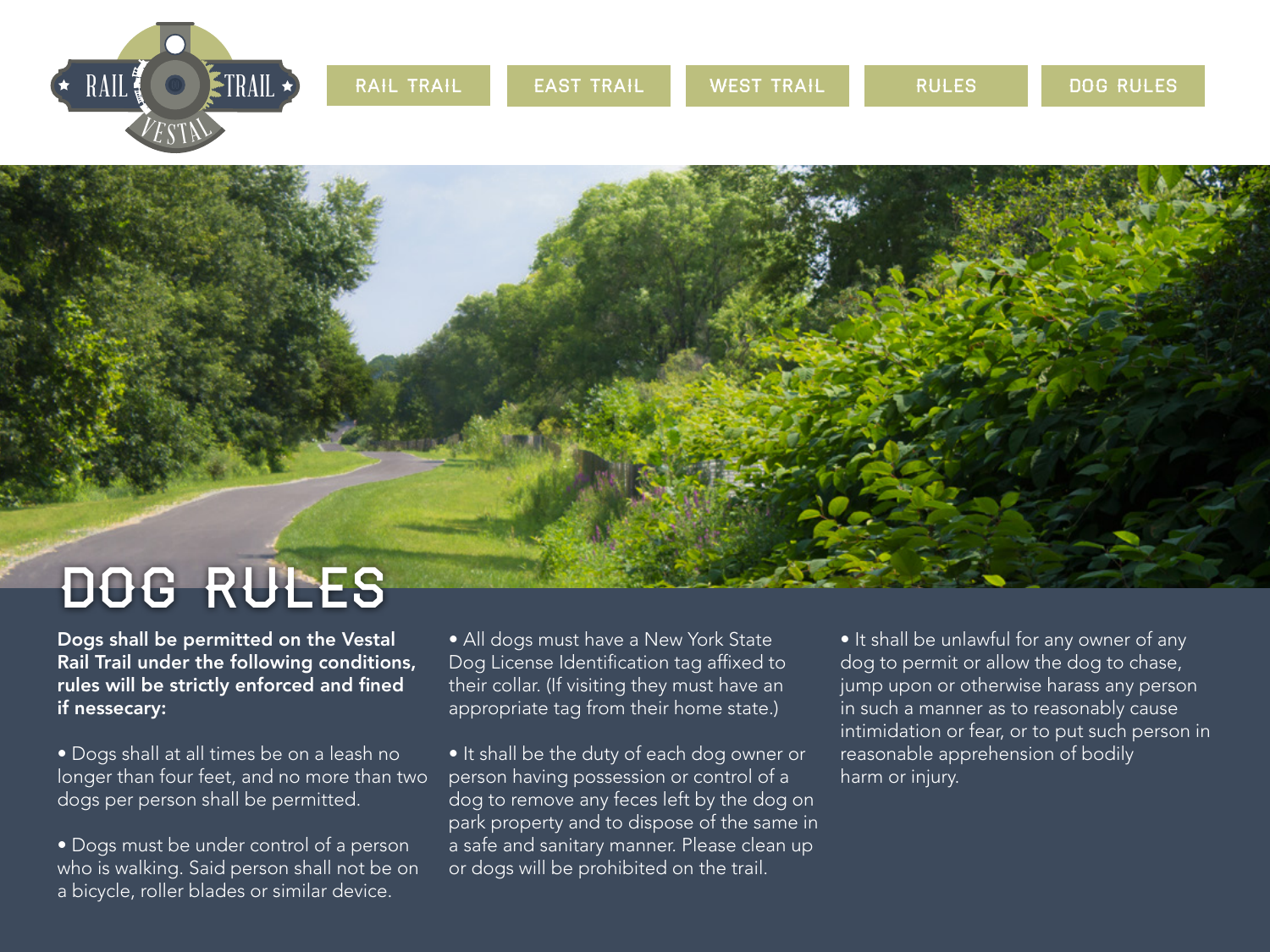RAIL TRAIL | EAST TRAIL | WEST TRAIL | RULES | DOG RULES

# DOG RULES

**Dogs shall be permitted on the Vestal Rail Trail under the following conditions, rules will be strictly enforced and fined if nessecary:**

- Dogs shall at all times be on a leash no longer than four feet, and no more than two dogs per person shall be permitted.

- Dogs must be under control of a person who is walking. Said person shall not be on a bicycle, roller blades or similar device.

- All dogs must have a New York State Dog License Identification tag affixed to their collar. (If visiting they must have an appropriate tag from their home state.)

- It shall be the duty of each dog owner or person having possession or control of a dog to remove any feces left by the dog on park property and to dispose of the same in a safe and sanitary manner. Please clean up or dogs will be prohibited on the trail.

- It shall be unlawful for any owner of any dog to permit or allow the dog to chase, jump upon or otherwise harass any person in such a manner as to reasonably cause intimidation or fear, or to put such person in reasonable apprehension of bodily harm or injury.